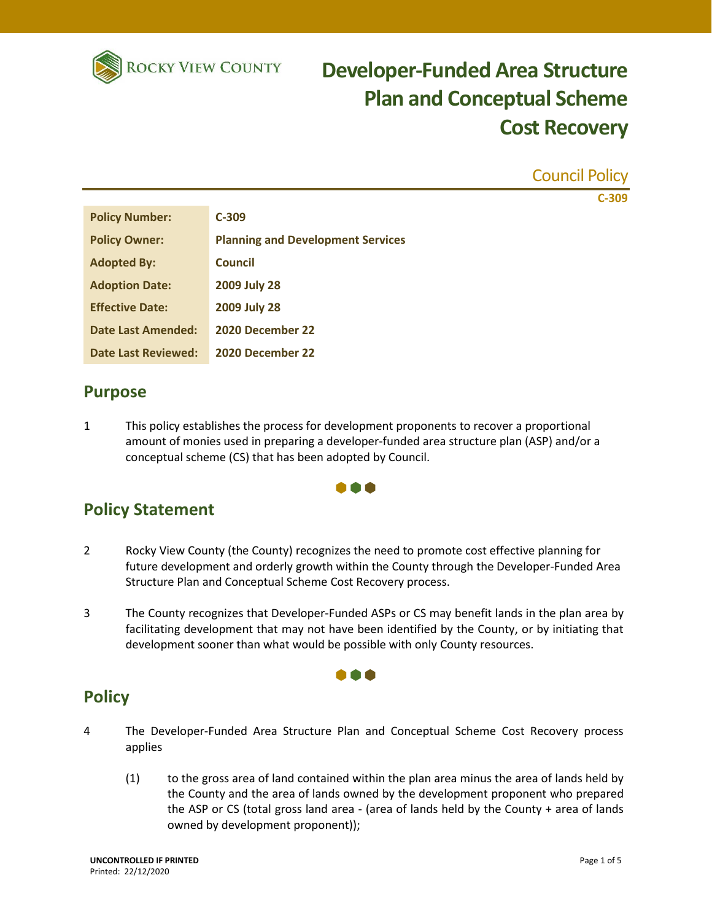# Developer-Funded Area Structure Plan and Conceptual Scheme Cost Recovery

Council Policy

C-309

| Policy Number: | C-309 |
|---|---|
| Policy Owner: | Planning and Development Services |
| Adopted By: | Council |
| Adoption Date: | 2009 July 28 |
| Effective Date: | 2009 July 28 |
| Date Last Amended: | 2020 December 22 |
| Date Last Reviewed: | 2020 December 22 |

## Purpose

1 This policy establishes the process for development proponents to recover a proportional amount of monies used in preparing a developer-funded area structure plan (ASP) and/or a conceptual scheme (CS) that has been adopted by Council.

## Policy Statement

2 Rocky View County (the County) recognizes the need to promote cost effective planning for future development and orderly growth within the County through the Developer-Funded Area Structure Plan and Conceptual Scheme Cost Recovery process.

3 The County recognizes that Developer-Funded ASPs or CS may benefit lands in the plan area by facilitating development that may not have been identified by the County, or by initiating that development sooner than what would be possible with only County resources.

## Policy

4 The Developer-Funded Area Structure Plan and Conceptual Scheme Cost Recovery process applies

(1) to the gross area of land contained within the plan area minus the area of lands held by the County and the area of lands owned by the development proponent who prepared the ASP or CS (total gross land area - (area of lands held by the County + area of lands owned by development proponent));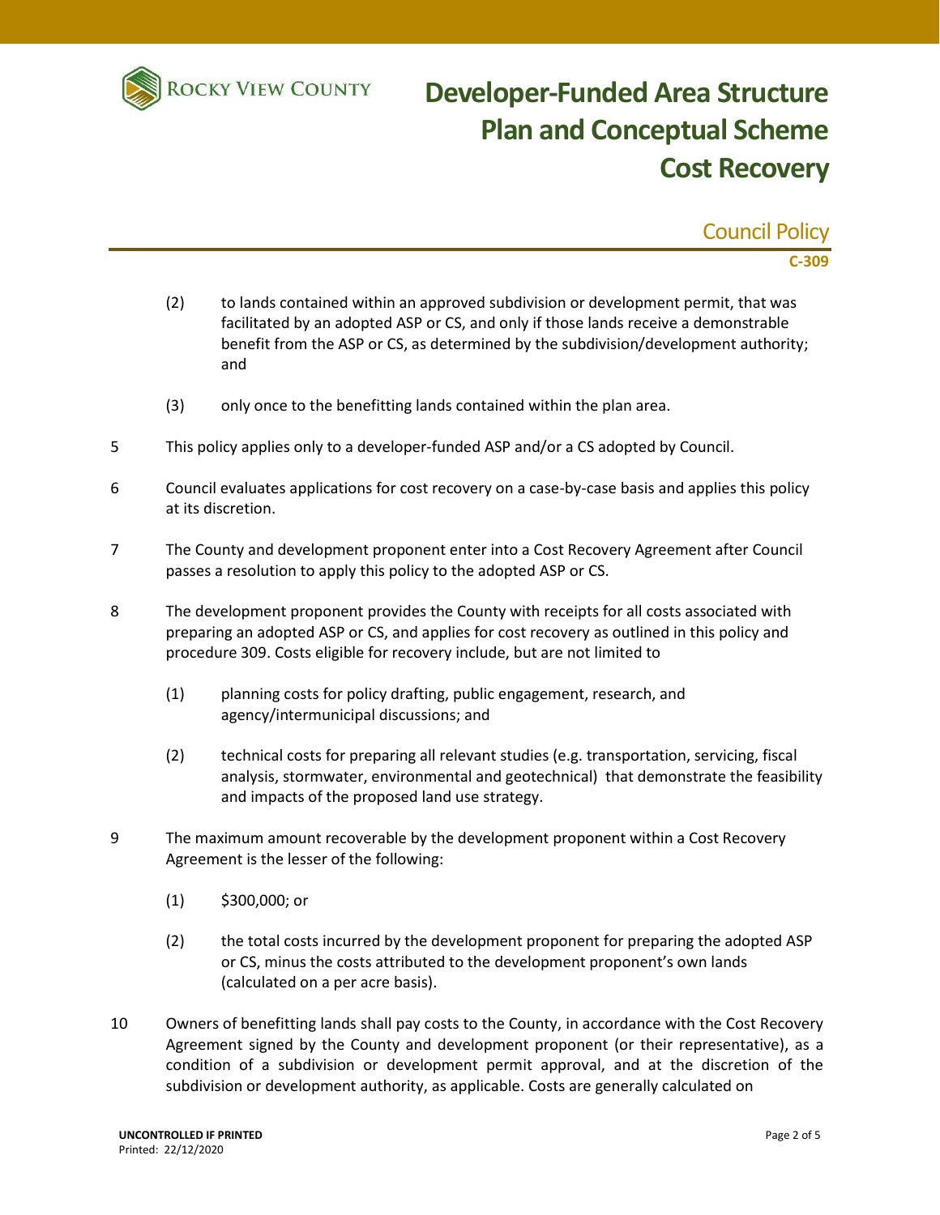(2) to lands contained within an approved subdivision or development permit, that was facilitated by an adopted ASP or CS, and only if those lands receive a demonstrable benefit from the ASP or CS, as determined by the subdivision/development authority; and

(3) only once to the benefitting lands contained within the plan area.

5 This policy applies only to a developer-funded ASP and/or a CS adopted by Council.

6 Council evaluates applications for cost recovery on a case-by-case basis and applies this policy at its discretion.

7 The County and development proponent enter into a Cost Recovery Agreement after Council passes a resolution to apply this policy to the adopted ASP or CS.

8 The development proponent provides the County with receipts for all costs associated with preparing an adopted ASP or CS, and applies for cost recovery as outlined in this policy and procedure 309. Costs eligible for recovery include, but are not limited to

(1) planning costs for policy drafting, public engagement, research, and agency/intermunicipal discussions; and

(2) technical costs for preparing all relevant studies (e.g. transportation, servicing, fiscal analysis, stormwater, environmental and geotechnical) that demonstrate the feasibility and impacts of the proposed land use strategy.

9 The maximum amount recoverable by the development proponent within a Cost Recovery Agreement is the lesser of the following:

(1) $300,000; or

(2) the total costs incurred by the development proponent for preparing the adopted ASP or CS, minus the costs attributed to the development proponent's own lands (calculated on a per acre basis).

10 Owners of benefitting lands shall pay costs to the County, in accordance with the Cost Recovery Agreement signed by the County and development proponent (or their representative), as a condition of a subdivision or development permit approval, and at the discretion of the subdivision or development authority, as applicable. Costs are generally calculated on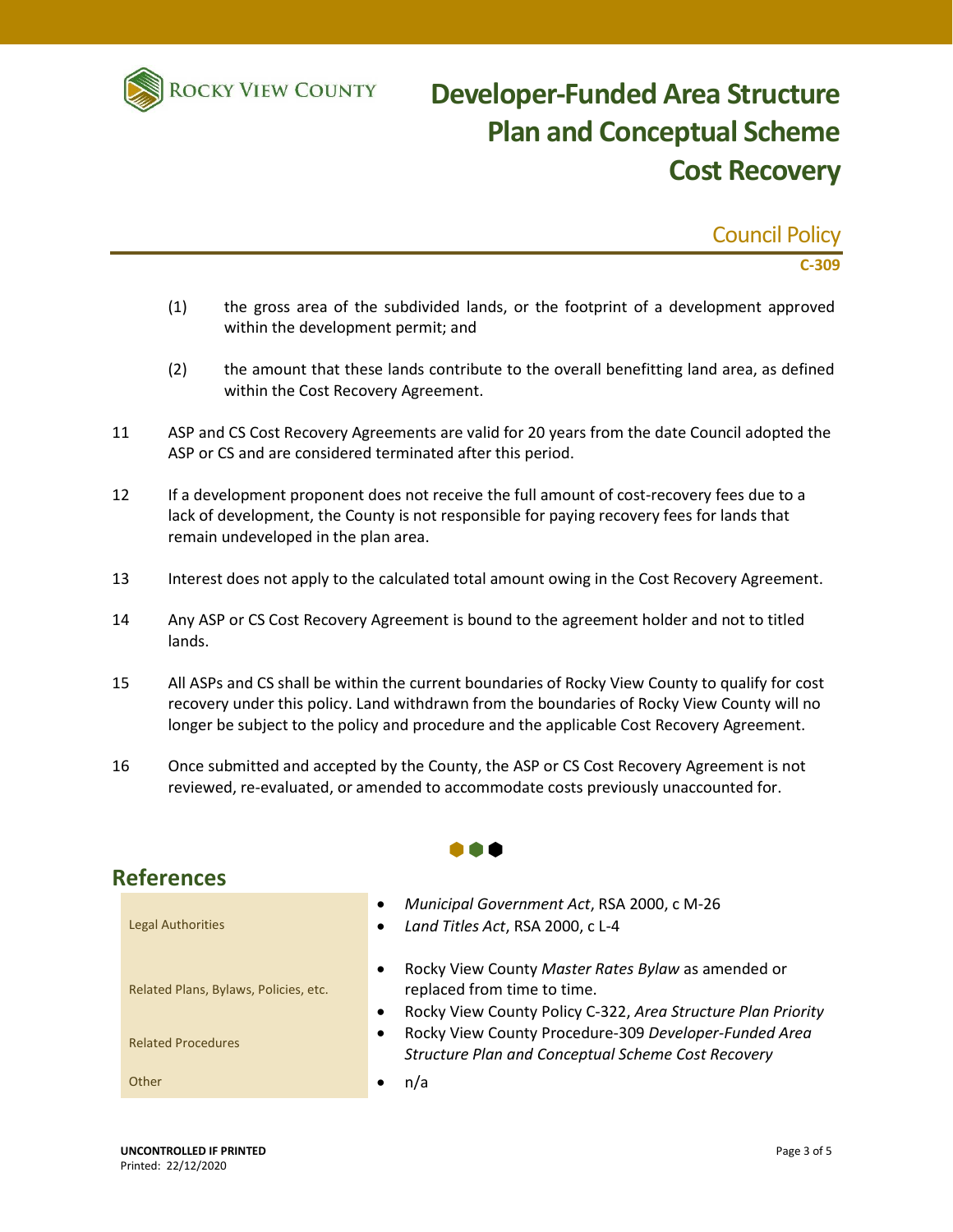(1) the gross area of the subdivided lands, or the footprint of a development approved within the development permit; and

(2) the amount that these lands contribute to the overall benefitting land area, as defined within the Cost Recovery Agreement.

11 ASP and CS Cost Recovery Agreements are valid for 20 years from the date Council adopted the ASP or CS and are considered terminated after this period.

12 If a development proponent does not receive the full amount of cost-recovery fees due to a lack of development, the County is not responsible for paying recovery fees for lands that remain undeveloped in the plan area.

13 Interest does not apply to the calculated total amount owing in the Cost Recovery Agreement.

14 Any ASP or CS Cost Recovery Agreement is bound to the agreement holder and not to titled lands.

15 All ASPs and CS shall be within the current boundaries of Rocky View County to qualify for cost recovery under this policy. Land withdrawn from the boundaries of Rocky View County will no longer be subject to the policy and procedure and the applicable Cost Recovery Agreement.

16 Once submitted and accepted by the County, the ASP or CS Cost Recovery Agreement is not reviewed, re-evaluated, or amended to accommodate costs previously unaccounted for.

## References

| | |
|---|---|
| Legal Authorities | • *Municipal Government Act*, RSA 2000, c M-26<br>• *Land Titles Act*, RSA 2000, c L-4 |
| Related Plans, Bylaws, Policies, etc. | • Rocky View County *Master Rates Bylaw* as amended or replaced from time to time.<br>• Rocky View County Policy C-322, *Area Structure Plan Priority* |
| Related Procedures | • Rocky View County Procedure-309 *Developer-Funded Area Structure Plan and Conceptual Scheme Cost Recovery* |
| Other | • n/a |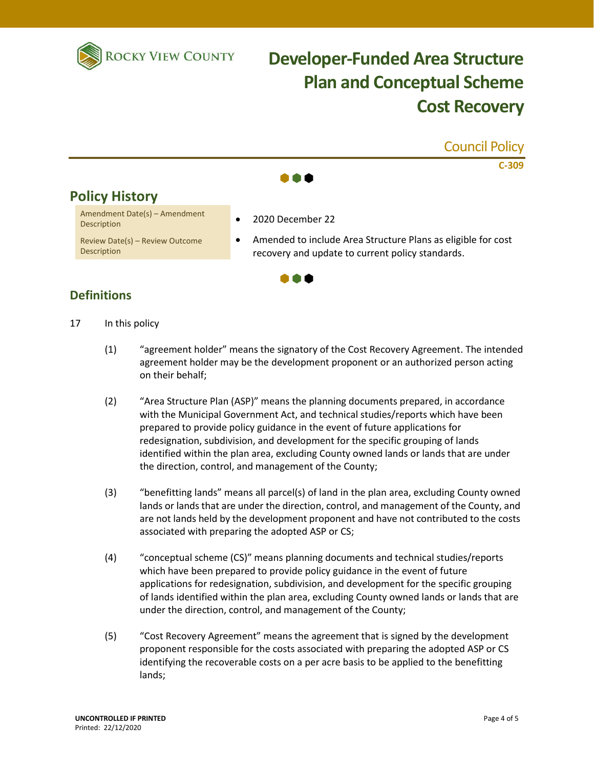# Developer-Funded Area Structure Plan and Conceptual Scheme Cost Recovery

Council Policy

**C-309**

## Policy History

| | |
|---|---|
| Amendment Date(s) – Amendment Description | 2020 December 22 |
| Review Date(s) – Review Outcome Description | Amended to include Area Structure Plans as eligible for cost recovery and update to current policy standards. |

## Definitions

17 In this policy

(1) "agreement holder" means the signatory of the Cost Recovery Agreement. The intended agreement holder may be the development proponent or an authorized person acting on their behalf;

(2) "Area Structure Plan (ASP)" means the planning documents prepared, in accordance with the Municipal Government Act, and technical studies/reports which have been prepared to provide policy guidance in the event of future applications for redesignation, subdivision, and development for the specific grouping of lands identified within the plan area, excluding County owned lands or lands that are under the direction, control, and management of the County;

(3) "benefitting lands" means all parcel(s) of land in the plan area, excluding County owned lands or lands that are under the direction, control, and management of the County, and are not lands held by the development proponent and have not contributed to the costs associated with preparing the adopted ASP or CS;

(4) "conceptual scheme (CS)" means planning documents and technical studies/reports which have been prepared to provide policy guidance in the event of future applications for redesignation, subdivision, and development for the specific grouping of lands identified within the plan area, excluding County owned lands or lands that are under the direction, control, and management of the County;

(5) "Cost Recovery Agreement" means the agreement that is signed by the development proponent responsible for the costs associated with preparing the adopted ASP or CS identifying the recoverable costs on a per acre basis to be applied to the benefitting lands;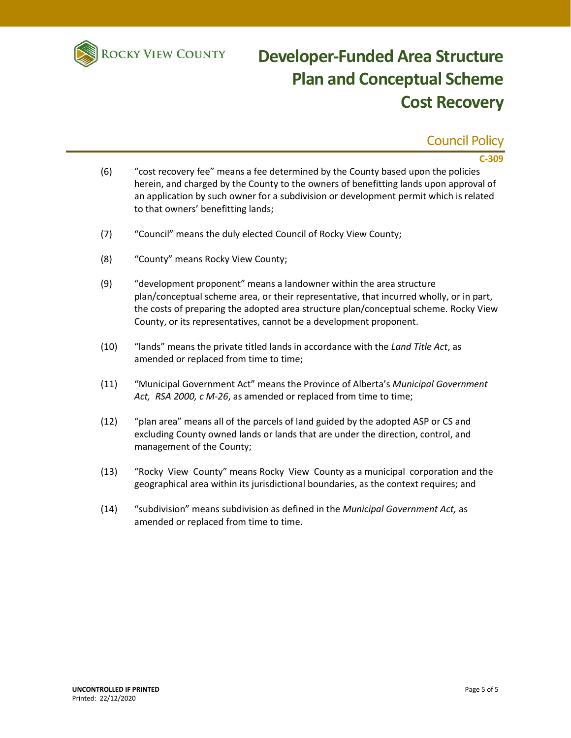(6) "cost recovery fee" means a fee determined by the County based upon the policies herein, and charged by the County to the owners of benefitting lands upon approval of an application by such owner for a subdivision or development permit which is related to that owners' benefitting lands;

(7) "Council" means the duly elected Council of Rocky View County;

(8) "County" means Rocky View County;

(9) "development proponent" means a landowner within the area structure plan/conceptual scheme area, or their representative, that incurred wholly, or in part, the costs of preparing the adopted area structure plan/conceptual scheme. Rocky View County, or its representatives, cannot be a development proponent.

(10) "lands" means the private titled lands in accordance with the *Land Title Act*, as amended or replaced from time to time;

(11) "Municipal Government Act" means the Province of Alberta's *Municipal Government Act, RSA 2000, c M-26*, as amended or replaced from time to time;

(12) "plan area" means all of the parcels of land guided by the adopted ASP or CS and excluding County owned lands or lands that are under the direction, control, and management of the County;

(13) "Rocky View County" means Rocky View County as a municipal corporation and the geographical area within its jurisdictional boundaries, as the context requires; and

(14) "subdivision" means subdivision as defined in the *Municipal Government Act,* as amended or replaced from time to time.